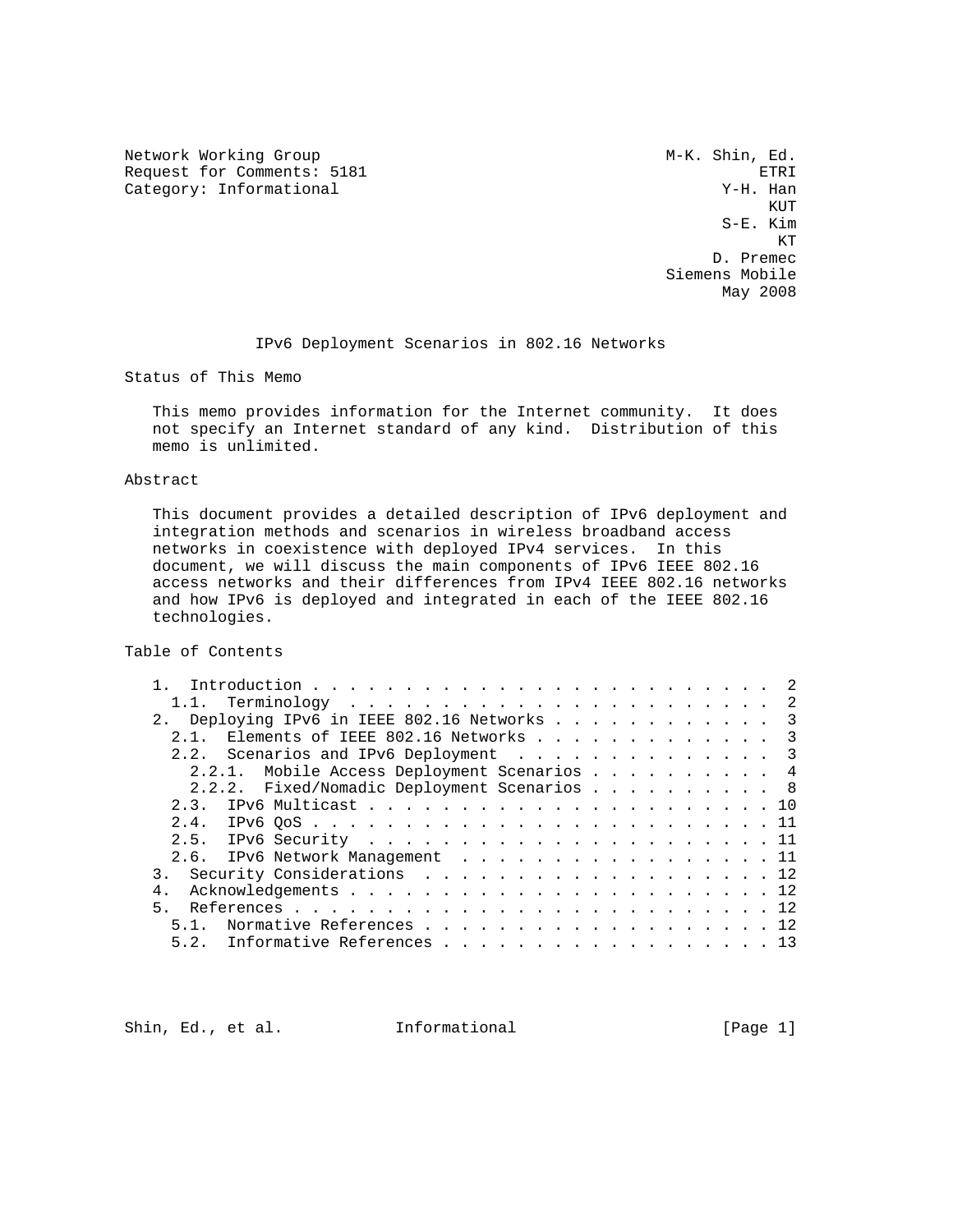Network Working Group M-K. Shin, Ed.
Request for Comments: 5181 ETRI
Category: Informational Y-H. Han
KUT
S-E. Kim
KT
D. Premec
Siemens Mobile
May 2008

# IPv6 Deployment Scenarios in 802.16 Networks

## Status of This Memo

This memo provides information for the Internet community. It does not specify an Internet standard of any kind. Distribution of this memo is unlimited.

## Abstract

This document provides a detailed description of IPv6 deployment and integration methods and scenarios in wireless broadband access networks in coexistence with deployed IPv4 services. In this document, we will discuss the main components of IPv6 IEEE 802.16 access networks and their differences from IPv4 IEEE 802.16 networks and how IPv6 is deployed and integrated in each of the IEEE 802.16 technologies.

## Table of Contents

```
   1.  Introduction . . . . . . . . . . . . . . . . . . . . . . . . .  2
     1.1.  Terminology  . . . . . . . . . . . . . . . . . . . . . . .  2
   2.  Deploying IPv6 in IEEE 802.16 Networks . . . . . . . . . . . .  3
     2.1.  Elements of IEEE 802.16 Networks . . . . . . . . . . . . .  3
     2.2.  Scenarios and IPv6 Deployment  . . . . . . . . . . . . . .  3
       2.2.1.  Mobile Access Deployment Scenarios . . . . . . . . . .  4
       2.2.2.  Fixed/Nomadic Deployment Scenarios . . . . . . . . . .  8
     2.3.  IPv6 Multicast . . . . . . . . . . . . . . . . . . . . . . 10
     2.4.  IPv6 QoS . . . . . . . . . . . . . . . . . . . . . . . . . 11
     2.5.  IPv6 Security  . . . . . . . . . . . . . . . . . . . . . . 11
     2.6.  IPv6 Network Management  . . . . . . . . . . . . . . . . . 11
   3.  Security Considerations  . . . . . . . . . . . . . . . . . . . 12
   4.  Acknowledgements . . . . . . . . . . . . . . . . . . . . . . . 12
   5.  References . . . . . . . . . . . . . . . . . . . . . . . . . . 12
     5.1.  Normative References . . . . . . . . . . . . . . . . . . . 12
     5.2.  Informative References . . . . . . . . . . . . . . . . . . 13
```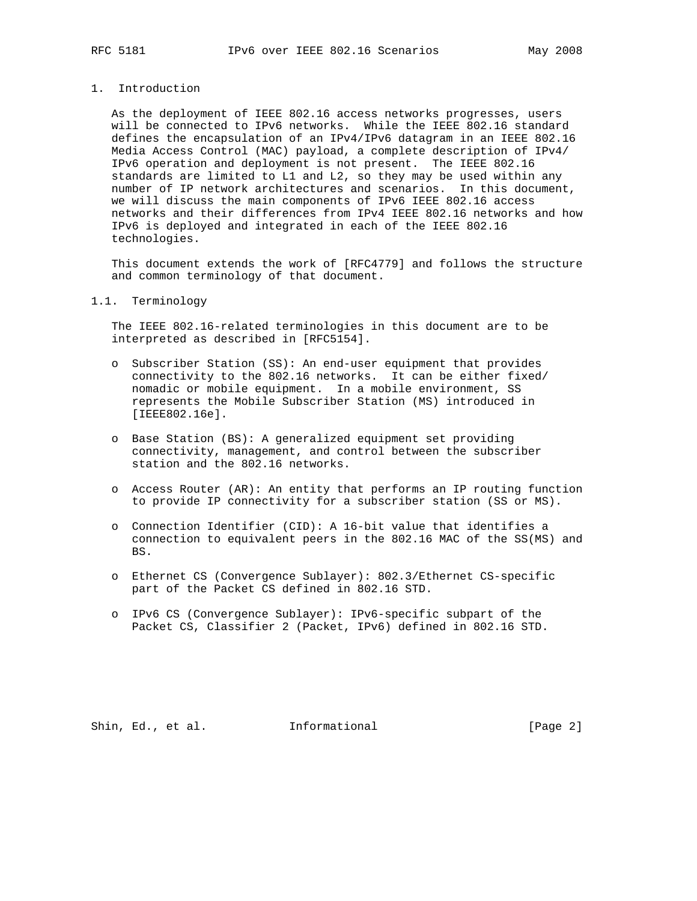## 1. Introduction

As the deployment of IEEE 802.16 access networks progresses, users will be connected to IPv6 networks. While the IEEE 802.16 standard defines the encapsulation of an IPv4/IPv6 datagram in an IEEE 802.16 Media Access Control (MAC) payload, a complete description of IPv4/IPv6 operation and deployment is not present. The IEEE 802.16 standards are limited to L1 and L2, so they may be used within any number of IP network architectures and scenarios. In this document, we will discuss the main components of IPv6 IEEE 802.16 access networks and their differences from IPv4 IEEE 802.16 networks and how IPv6 is deployed and integrated in each of the IEEE 802.16 technologies.

This document extends the work of [RFC4779] and follows the structure and common terminology of that document.

### 1.1. Terminology

The IEEE 802.16-related terminologies in this document are to be interpreted as described in [RFC5154].

- Subscriber Station (SS): An end-user equipment that provides connectivity to the 802.16 networks. It can be either fixed/nomadic or mobile equipment. In a mobile environment, SS represents the Mobile Subscriber Station (MS) introduced in [IEEE802.16e].

- Base Station (BS): A generalized equipment set providing connectivity, management, and control between the subscriber station and the 802.16 networks.

- Access Router (AR): An entity that performs an IP routing function to provide IP connectivity for a subscriber station (SS or MS).

- Connection Identifier (CID): A 16-bit value that identifies a connection to equivalent peers in the 802.16 MAC of the SS(MS) and BS.

- Ethernet CS (Convergence Sublayer): 802.3/Ethernet CS-specific part of the Packet CS defined in 802.16 STD.

- IPv6 CS (Convergence Sublayer): IPv6-specific subpart of the Packet CS, Classifier 2 (Packet, IPv6) defined in 802.16 STD.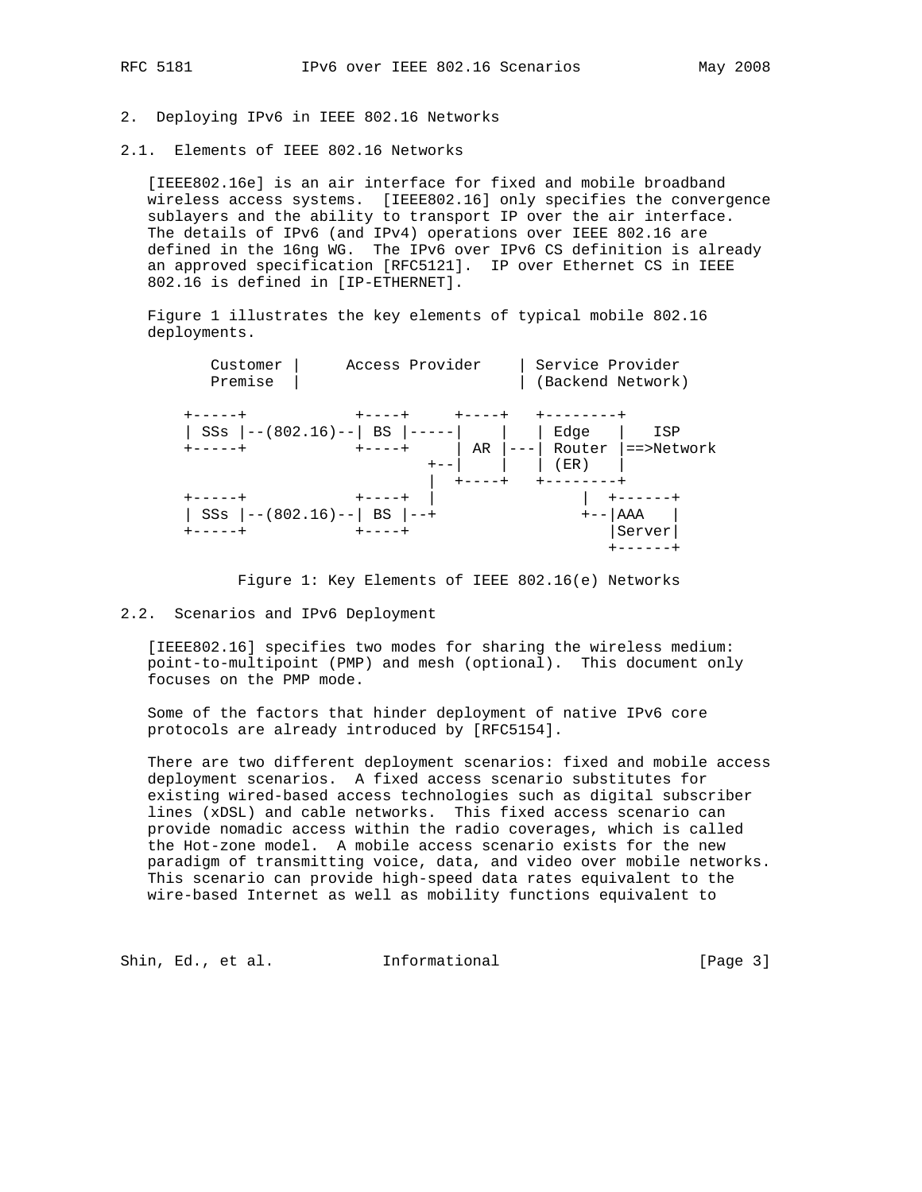## 2. Deploying IPv6 in IEEE 802.16 Networks

### 2.1. Elements of IEEE 802.16 Networks

[IEEE802.16e] is an air interface for fixed and mobile broadband wireless access systems. [IEEE802.16] only specifies the convergence sublayers and the ability to transport IP over the air interface. The details of IPv6 (and IPv4) operations over IEEE 802.16 are defined in the 16ng WG. The IPv6 over IPv6 CS definition is already an approved specification [RFC5121]. IP over Ethernet CS in IEEE 802.16 is defined in [IP-ETHERNET].

Figure 1 illustrates the key elements of typical mobile 802.16 deployments.

```
     Customer |     Access Provider    | Service Provider
     Premise  |                        | (Backend Network)

   +-----+            +-----+     +-----+   +--------+
   | SSs |--(802.16)--| BS |-----|     |   | Edge   |   ISP
   +-----+            +-----+     | AR |---| Router |==>Network
                              +--|     |   | (ER)   |
                              |  +-----+   +--------+
   +-----+            +-----+  |               |  +------+
   | SSs |--(802.16)--| BS |--+               +--|AAA   |
   +-----+            +-----+                     |Server|
                                                  +------+
```

Figure 1: Key Elements of IEEE 802.16(e) Networks

### 2.2. Scenarios and IPv6 Deployment

[IEEE802.16] specifies two modes for sharing the wireless medium: point-to-multipoint (PMP) and mesh (optional). This document only focuses on the PMP mode.

Some of the factors that hinder deployment of native IPv6 core protocols are already introduced by [RFC5154].

There are two different deployment scenarios: fixed and mobile access deployment scenarios. A fixed access scenario substitutes for existing wired-based access technologies such as digital subscriber lines (xDSL) and cable networks. This fixed access scenario can provide nomadic access within the radio coverages, which is called the Hot-zone model. A mobile access scenario exists for the new paradigm of transmitting voice, data, and video over mobile networks. This scenario can provide high-speed data rates equivalent to the wire-based Internet as well as mobility functions equivalent to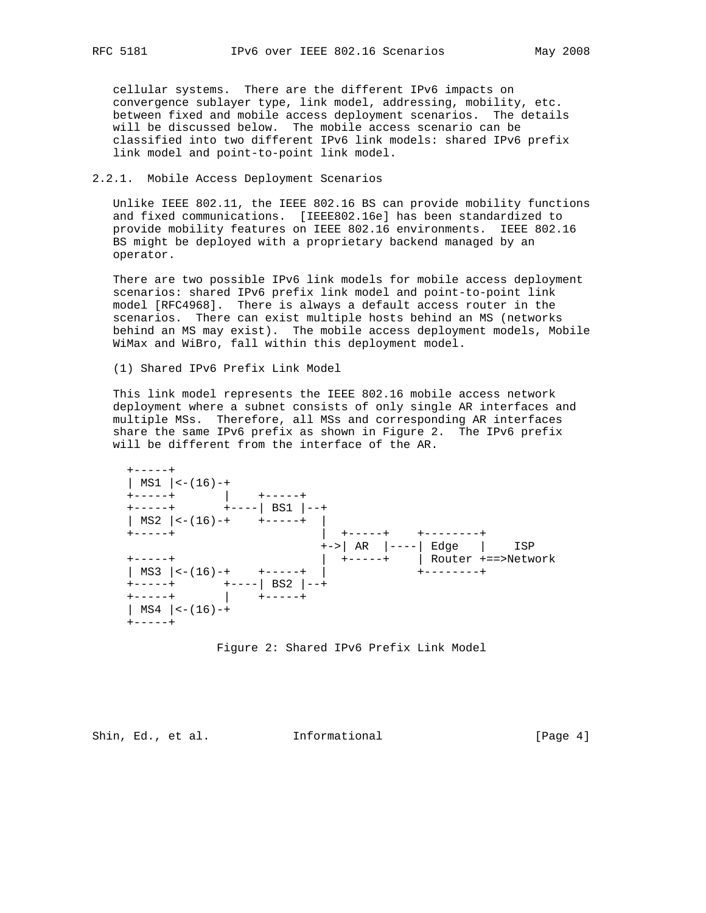cellular systems. There are the different IPv6 impacts on convergence sublayer type, link model, addressing, mobility, etc. between fixed and mobile access deployment scenarios. The details will be discussed below. The mobile access scenario can be classified into two different IPv6 link models: shared IPv6 prefix link model and point-to-point link model.

### 2.2.1. Mobile Access Deployment Scenarios

Unlike IEEE 802.11, the IEEE 802.16 BS can provide mobility functions and fixed communications. [IEEE802.16e] has been standardized to provide mobility features on IEEE 802.16 environments. IEEE 802.16 BS might be deployed with a proprietary backend managed by an operator.

There are two possible IPv6 link models for mobile access deployment scenarios: shared IPv6 prefix link model and point-to-point link model [RFC4968]. There is always a default access router in the scenarios. There can exist multiple hosts behind an MS (networks behind an MS may exist). The mobile access deployment models, Mobile WiMax and WiBro, fall within this deployment model.

(1) Shared IPv6 Prefix Link Model

This link model represents the IEEE 802.16 mobile access network deployment where a subnet consists of only single AR interfaces and multiple MSs. Therefore, all MSs and corresponding AR interfaces share the same IPv6 prefix as shown in Figure 2. The IPv6 prefix will be different from the interface of the AR.

```
+-----+
| MS1 |<-(16)-+
+-----+       |    +-----+
+-----+       +----| BS1 |--+
| MS2 |<-(16)-+    +-----+  |
+-----+                     |  +-----+    +--------+
                            +->| AR  |----| Edge   |    ISP
+-----+                     |  +-----+    | Router +==>Network
| MS3 |<-(16)-+    +-----+  |             +--------+
+-----+       +----| BS2 |--+
+-----+       |    +-----+
| MS4 |<-(16)-+
+-----+
```

Figure 2: Shared IPv6 Prefix Link Model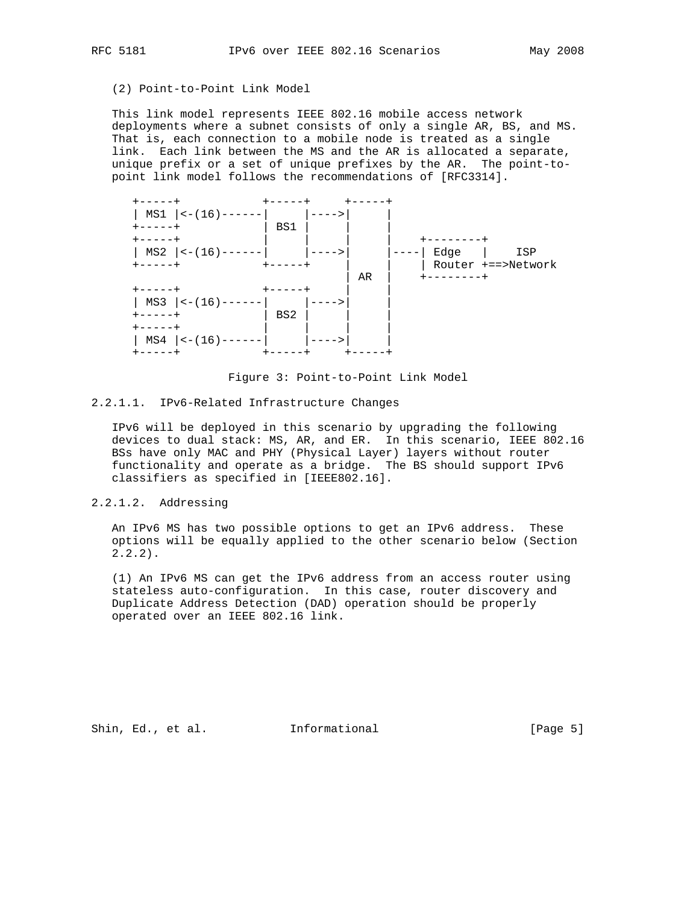(2) Point-to-Point Link Model

This link model represents IEEE 802.16 mobile access network deployments where a subnet consists of only a single AR, BS, and MS. That is, each connection to a mobile node is treated as a single link. Each link between the MS and the AR is allocated a separate, unique prefix or a set of unique prefixes by the AR. The point-to-point link model follows the recommendations of [RFC3314].

```
   +-----+            +-----+     +-----+
   | MS1 |<-(16)------|     |---->|     |
   +-----+            | BS1 |     |     |
   +-----+            |     |     |     |    +--------+
   | MS2 |<-(16)------|     |---->|     |----| Edge   |    ISP
   +-----+            +-----+     |     |    | Router +==>Network
                                  | AR  |    +--------+
   +-----+            +-----+     |     |
   | MS3 |<-(16)------|     |---->|     |
   +-----+            | BS2 |     |     |
   +-----+            |     |     |     |
   | MS4 |<-(16)------|     |---->|     |
   +-----+            +-----+     +-----+
```

Figure 3: Point-to-Point Link Model

#### 2.2.1.1. IPv6-Related Infrastructure Changes

IPv6 will be deployed in this scenario by upgrading the following devices to dual stack: MS, AR, and ER. In this scenario, IEEE 802.16 BSs have only MAC and PHY (Physical Layer) layers without router functionality and operate as a bridge. The BS should support IPv6 classifiers as specified in [IEEE802.16].

#### 2.2.1.2. Addressing

An IPv6 MS has two possible options to get an IPv6 address. These options will be equally applied to the other scenario below (Section 2.2.2).

(1) An IPv6 MS can get the IPv6 address from an access router using stateless auto-configuration. In this case, router discovery and Duplicate Address Detection (DAD) operation should be properly operated over an IEEE 802.16 link.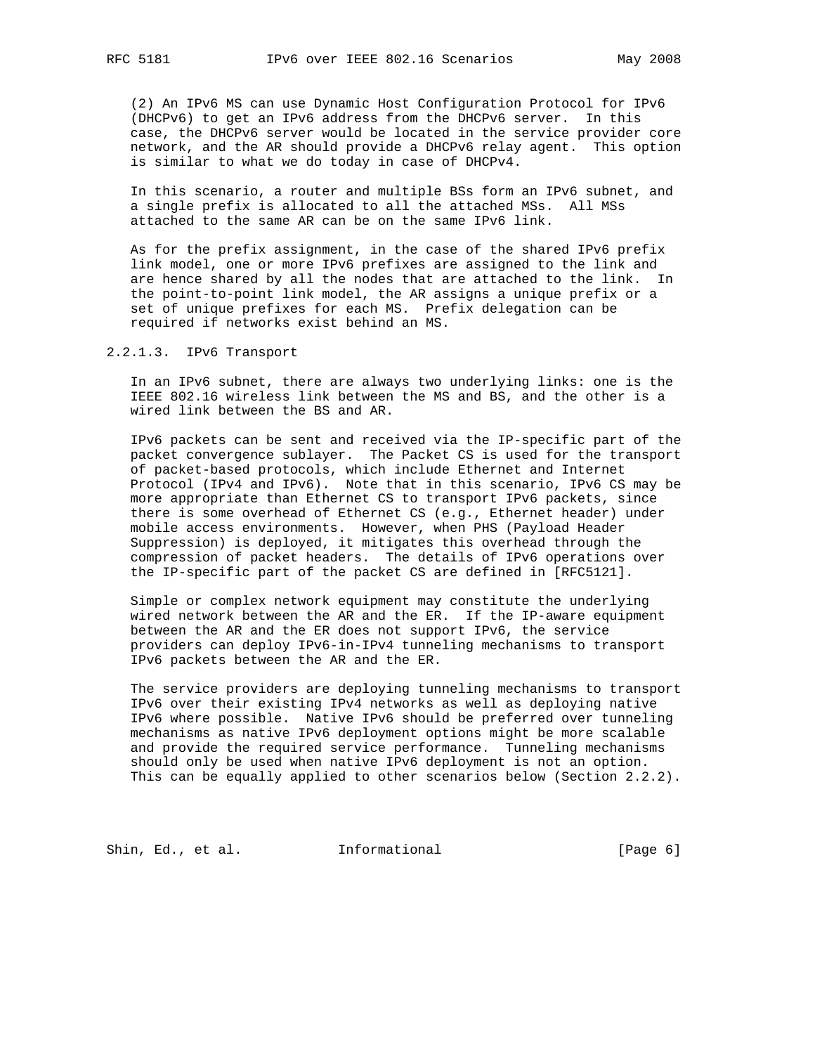(2) An IPv6 MS can use Dynamic Host Configuration Protocol for IPv6 (DHCPv6) to get an IPv6 address from the DHCPv6 server. In this case, the DHCPv6 server would be located in the service provider core network, and the AR should provide a DHCPv6 relay agent. This option is similar to what we do today in case of DHCPv4.

In this scenario, a router and multiple BSs form an IPv6 subnet, and a single prefix is allocated to all the attached MSs. All MSs attached to the same AR can be on the same IPv6 link.

As for the prefix assignment, in the case of the shared IPv6 prefix link model, one or more IPv6 prefixes are assigned to the link and are hence shared by all the nodes that are attached to the link. In the point-to-point link model, the AR assigns a unique prefix or a set of unique prefixes for each MS. Prefix delegation can be required if networks exist behind an MS.

#### 2.2.1.3. IPv6 Transport

In an IPv6 subnet, there are always two underlying links: one is the IEEE 802.16 wireless link between the MS and BS, and the other is a wired link between the BS and AR.

IPv6 packets can be sent and received via the IP-specific part of the packet convergence sublayer. The Packet CS is used for the transport of packet-based protocols, which include Ethernet and Internet Protocol (IPv4 and IPv6). Note that in this scenario, IPv6 CS may be more appropriate than Ethernet CS to transport IPv6 packets, since there is some overhead of Ethernet CS (e.g., Ethernet header) under mobile access environments. However, when PHS (Payload Header Suppression) is deployed, it mitigates this overhead through the compression of packet headers. The details of IPv6 operations over the IP-specific part of the packet CS are defined in [RFC5121].

Simple or complex network equipment may constitute the underlying wired network between the AR and the ER. If the IP-aware equipment between the AR and the ER does not support IPv6, the service providers can deploy IPv6-in-IPv4 tunneling mechanisms to transport IPv6 packets between the AR and the ER.

The service providers are deploying tunneling mechanisms to transport IPv6 over their existing IPv4 networks as well as deploying native IPv6 where possible. Native IPv6 should be preferred over tunneling mechanisms as native IPv6 deployment options might be more scalable and provide the required service performance. Tunneling mechanisms should only be used when native IPv6 deployment is not an option. This can be equally applied to other scenarios below (Section 2.2.2).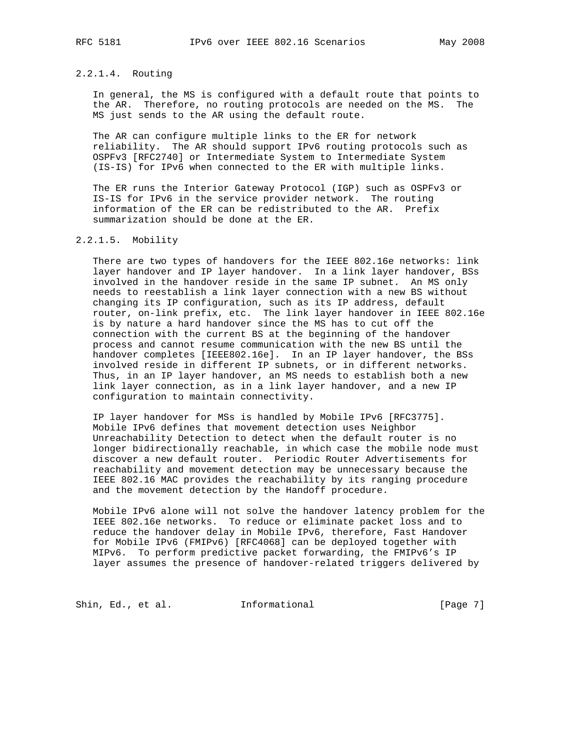#### 2.2.1.4. Routing

In general, the MS is configured with a default route that points to the AR. Therefore, no routing protocols are needed on the MS. The MS just sends to the AR using the default route.

The AR can configure multiple links to the ER for network reliability. The AR should support IPv6 routing protocols such as OSPFv3 [RFC2740] or Intermediate System to Intermediate System (IS-IS) for IPv6 when connected to the ER with multiple links.

The ER runs the Interior Gateway Protocol (IGP) such as OSPFv3 or IS-IS for IPv6 in the service provider network. The routing information of the ER can be redistributed to the AR. Prefix summarization should be done at the ER.

#### 2.2.1.5. Mobility

There are two types of handovers for the IEEE 802.16e networks: link layer handover and IP layer handover. In a link layer handover, BSs involved in the handover reside in the same IP subnet. An MS only needs to reestablish a link layer connection with a new BS without changing its IP configuration, such as its IP address, default router, on-link prefix, etc. The link layer handover in IEEE 802.16e is by nature a hard handover since the MS has to cut off the connection with the current BS at the beginning of the handover process and cannot resume communication with the new BS until the handover completes [IEEE802.16e]. In an IP layer handover, the BSs involved reside in different IP subnets, or in different networks. Thus, in an IP layer handover, an MS needs to establish both a new link layer connection, as in a link layer handover, and a new IP configuration to maintain connectivity.

IP layer handover for MSs is handled by Mobile IPv6 [RFC3775]. Mobile IPv6 defines that movement detection uses Neighbor Unreachability Detection to detect when the default router is no longer bidirectionally reachable, in which case the mobile node must discover a new default router. Periodic Router Advertisements for reachability and movement detection may be unnecessary because the IEEE 802.16 MAC provides the reachability by its ranging procedure and the movement detection by the Handoff procedure.

Mobile IPv6 alone will not solve the handover latency problem for the IEEE 802.16e networks. To reduce or eliminate packet loss and to reduce the handover delay in Mobile IPv6, therefore, Fast Handover for Mobile IPv6 (FMIPv6) [RFC4068] can be deployed together with MIPv6. To perform predictive packet forwarding, the FMIPv6's IP layer assumes the presence of handover-related triggers delivered by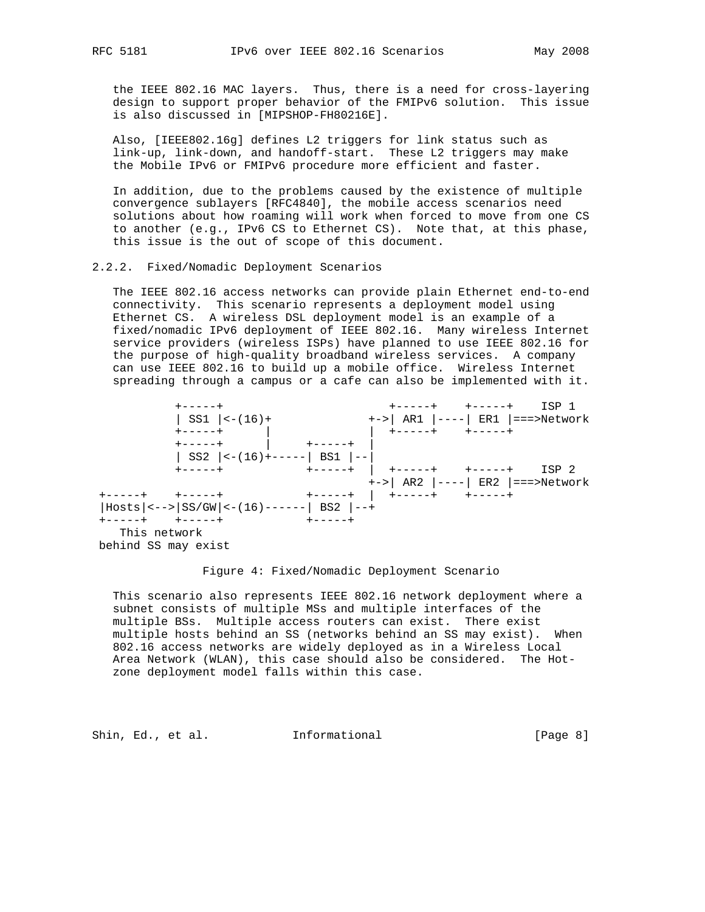the IEEE 802.16 MAC layers. Thus, there is a need for cross-layering design to support proper behavior of the FMIPv6 solution. This issue is also discussed in [MIPSHOP-FH80216E].

Also, [IEEE802.16g] defines L2 triggers for link status such as link-up, link-down, and handoff-start. These L2 triggers may make the Mobile IPv6 or FMIPv6 procedure more efficient and faster.

In addition, due to the problems caused by the existence of multiple convergence sublayers [RFC4840], the mobile access scenarios need solutions about how roaming will work when forced to move from one CS to another (e.g., IPv6 CS to Ethernet CS). Note that, at this phase, this issue is the out of scope of this document.

### 2.2.2. Fixed/Nomadic Deployment Scenarios

The IEEE 802.16 access networks can provide plain Ethernet end-to-end connectivity. This scenario represents a deployment model using Ethernet CS. A wireless DSL deployment model is an example of a fixed/nomadic IPv6 deployment of IEEE 802.16. Many wireless Internet service providers (wireless ISPs) have planned to use IEEE 802.16 for the purpose of high-quality broadband wireless services. A company can use IEEE 802.16 to build up a mobile office. Wireless Internet spreading through a campus or a cafe can also be implemented with it.

```
          +-----+                        +-----+    +-----+    ISP 1
          | SS1 |<-(16)+              +->| AR1 |----| ER1 |===>Network
          +-----+      |              |  +-----+    +-----+
          +-----+      |     +-----+  |
          | SS2 |<-(16)+-----| BS1 |--|
          +-----+            +-----+  |  +-----+    +-----+    ISP 2
                                      +->| AR2 |----| ER2 |===>Network
+-----+    +-----+           +-----+  |  +-----+    +-----+
|Hosts|<-->|SS/GW|<-(16)------| BS2 |--+
+-----+    +-----+           +-----+
   This network
behind SS may exist
```

Figure 4: Fixed/Nomadic Deployment Scenario

This scenario also represents IEEE 802.16 network deployment where a subnet consists of multiple MSs and multiple interfaces of the multiple BSs. Multiple access routers can exist. There exist multiple hosts behind an SS (networks behind an SS may exist). When 802.16 access networks are widely deployed as in a Wireless Local Area Network (WLAN), this case should also be considered. The Hot-zone deployment model falls within this case.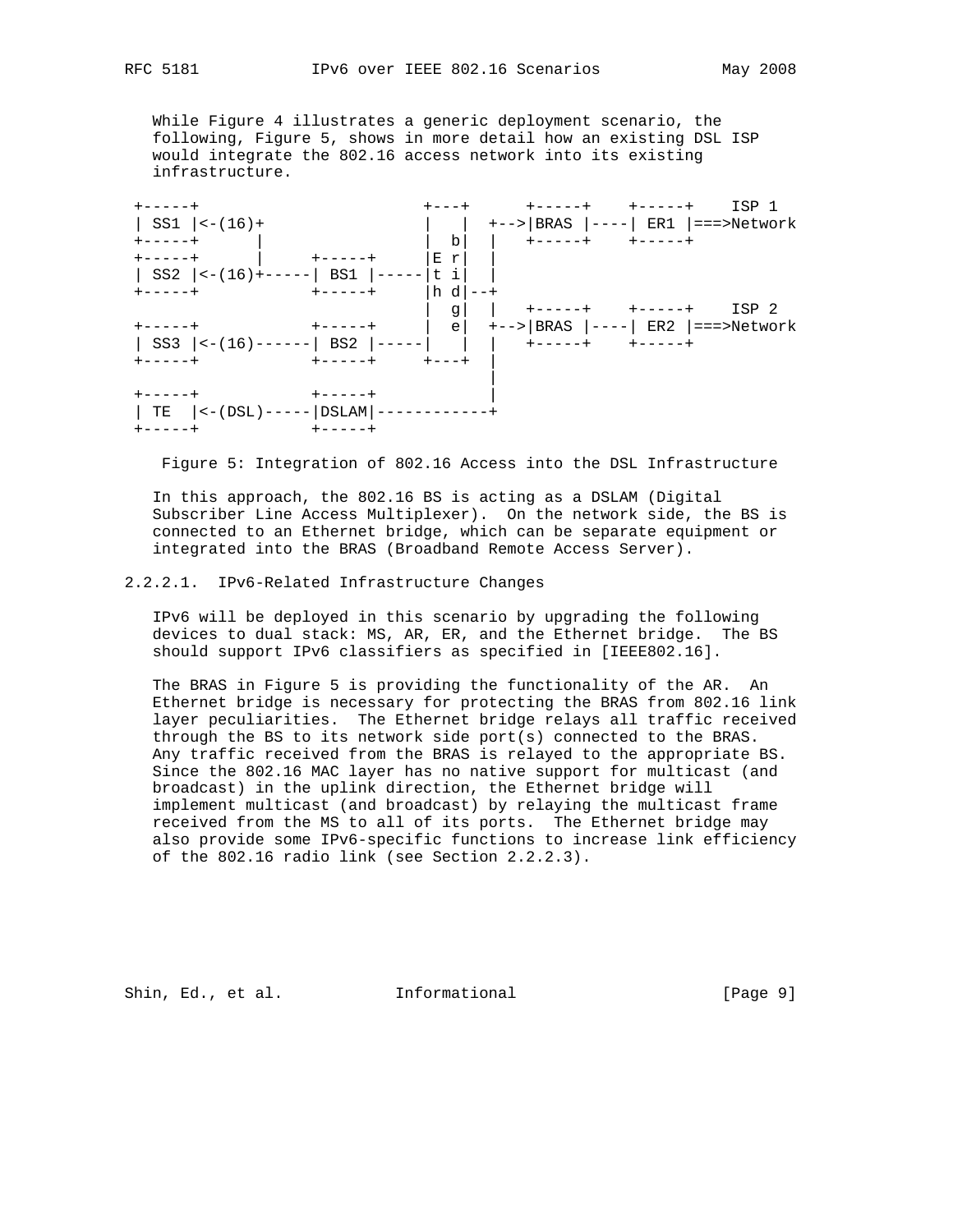While Figure 4 illustrates a generic deployment scenario, the following, Figure 5, shows in more detail how an existing DSL ISP would integrate the 802.16 access network into its existing infrastructure.

```
 +-----+                       +---+      +-----+    +-----+    ISP 1
 | SS1 |<-(16)+                |   |  +-->|BRAS |----| ER1 |===>Network
 +-----+      |                |  b|  |   +-----+    +-----+
 +-----+      |     +-----+    |E r|  |
 | SS2 |<-(16)+-----| BS1 |----|t i|  |
 +-----+            +-----+    |h d|--+
                               |  g|  |   +-----+    +-----+    ISP 2
 +-----+            +-----+    |  e|  +-->|BRAS |----| ER2 |===>Network
 | SS3 |<-(16)------| BS2 |----|   |  |   +-----+    +-----+
 +-----+            +-----+    +---+  |
                                      |
 +-----+            +-----+           |
 | TE  |<-(DSL)-----|DSLAM|-----------+
 +-----+            +-----+
```

Figure 5: Integration of 802.16 Access into the DSL Infrastructure

In this approach, the 802.16 BS is acting as a DSLAM (Digital Subscriber Line Access Multiplexer). On the network side, the BS is connected to an Ethernet bridge, which can be separate equipment or integrated into the BRAS (Broadband Remote Access Server).

#### 2.2.2.1. IPv6-Related Infrastructure Changes

IPv6 will be deployed in this scenario by upgrading the following devices to dual stack: MS, AR, ER, and the Ethernet bridge. The BS should support IPv6 classifiers as specified in [IEEE802.16].

The BRAS in Figure 5 is providing the functionality of the AR. An Ethernet bridge is necessary for protecting the BRAS from 802.16 link layer peculiarities. The Ethernet bridge relays all traffic received through the BS to its network side port(s) connected to the BRAS. Any traffic received from the BRAS is relayed to the appropriate BS. Since the 802.16 MAC layer has no native support for multicast (and broadcast) in the uplink direction, the Ethernet bridge will implement multicast (and broadcast) by relaying the multicast frame received from the MS to all of its ports. The Ethernet bridge may also provide some IPv6-specific functions to increase link efficiency of the 802.16 radio link (see Section 2.2.2.3).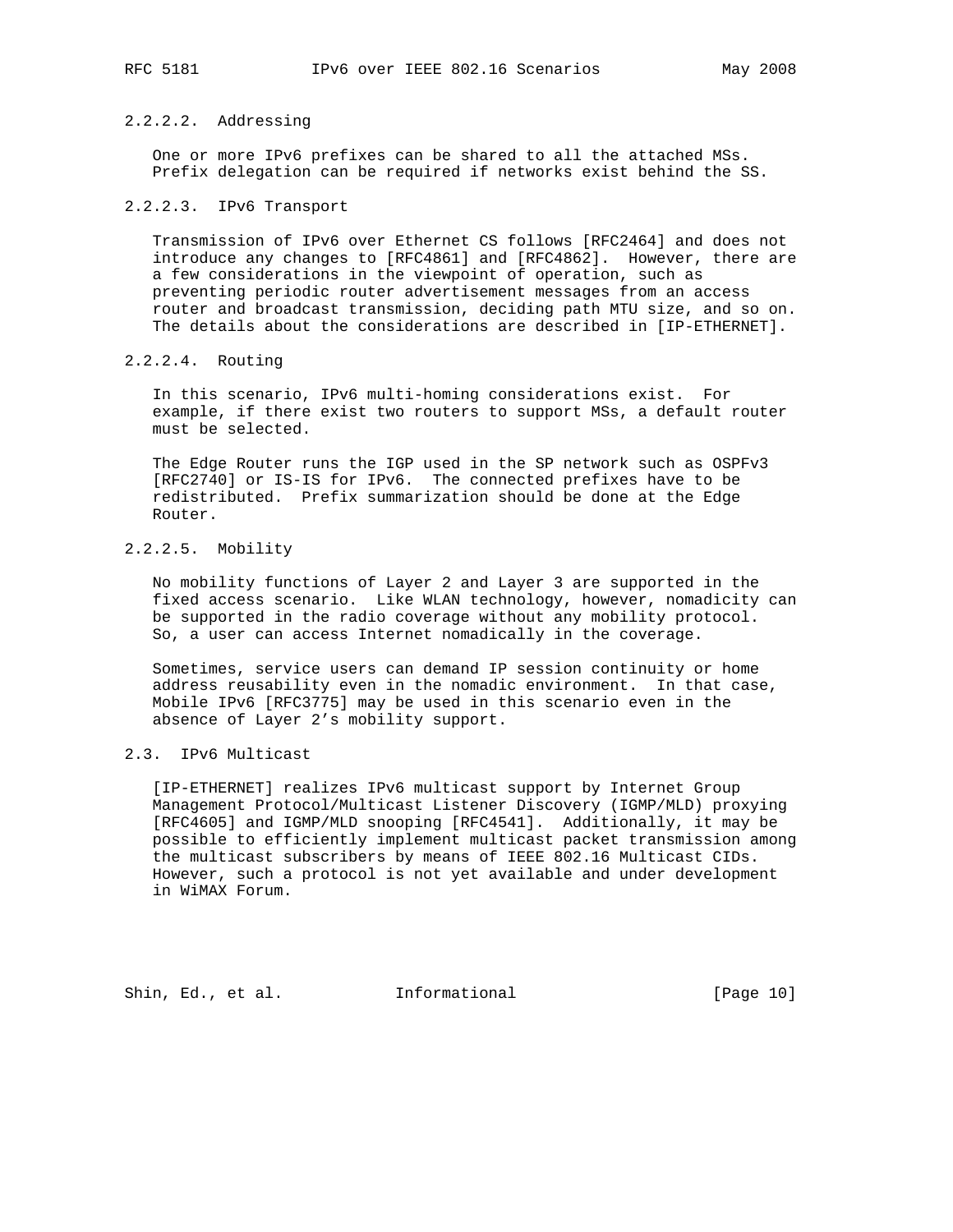#### 2.2.2.2. Addressing

One or more IPv6 prefixes can be shared to all the attached MSs. Prefix delegation can be required if networks exist behind the SS.

#### 2.2.2.3. IPv6 Transport

Transmission of IPv6 over Ethernet CS follows [RFC2464] and does not introduce any changes to [RFC4861] and [RFC4862]. However, there are a few considerations in the viewpoint of operation, such as preventing periodic router advertisement messages from an access router and broadcast transmission, deciding path MTU size, and so on. The details about the considerations are described in [IP-ETHERNET].

#### 2.2.2.4. Routing

In this scenario, IPv6 multi-homing considerations exist. For example, if there exist two routers to support MSs, a default router must be selected.

The Edge Router runs the IGP used in the SP network such as OSPFv3 [RFC2740] or IS-IS for IPv6. The connected prefixes have to be redistributed. Prefix summarization should be done at the Edge Router.

#### 2.2.2.5. Mobility

No mobility functions of Layer 2 and Layer 3 are supported in the fixed access scenario. Like WLAN technology, however, nomadicity can be supported in the radio coverage without any mobility protocol. So, a user can access Internet nomadically in the coverage.

Sometimes, service users can demand IP session continuity or home address reusability even in the nomadic environment. In that case, Mobile IPv6 [RFC3775] may be used in this scenario even in the absence of Layer 2's mobility support.

### 2.3. IPv6 Multicast

[IP-ETHERNET] realizes IPv6 multicast support by Internet Group Management Protocol/Multicast Listener Discovery (IGMP/MLD) proxying [RFC4605] and IGMP/MLD snooping [RFC4541]. Additionally, it may be possible to efficiently implement multicast packet transmission among the multicast subscribers by means of IEEE 802.16 Multicast CIDs. However, such a protocol is not yet available and under development in WiMAX Forum.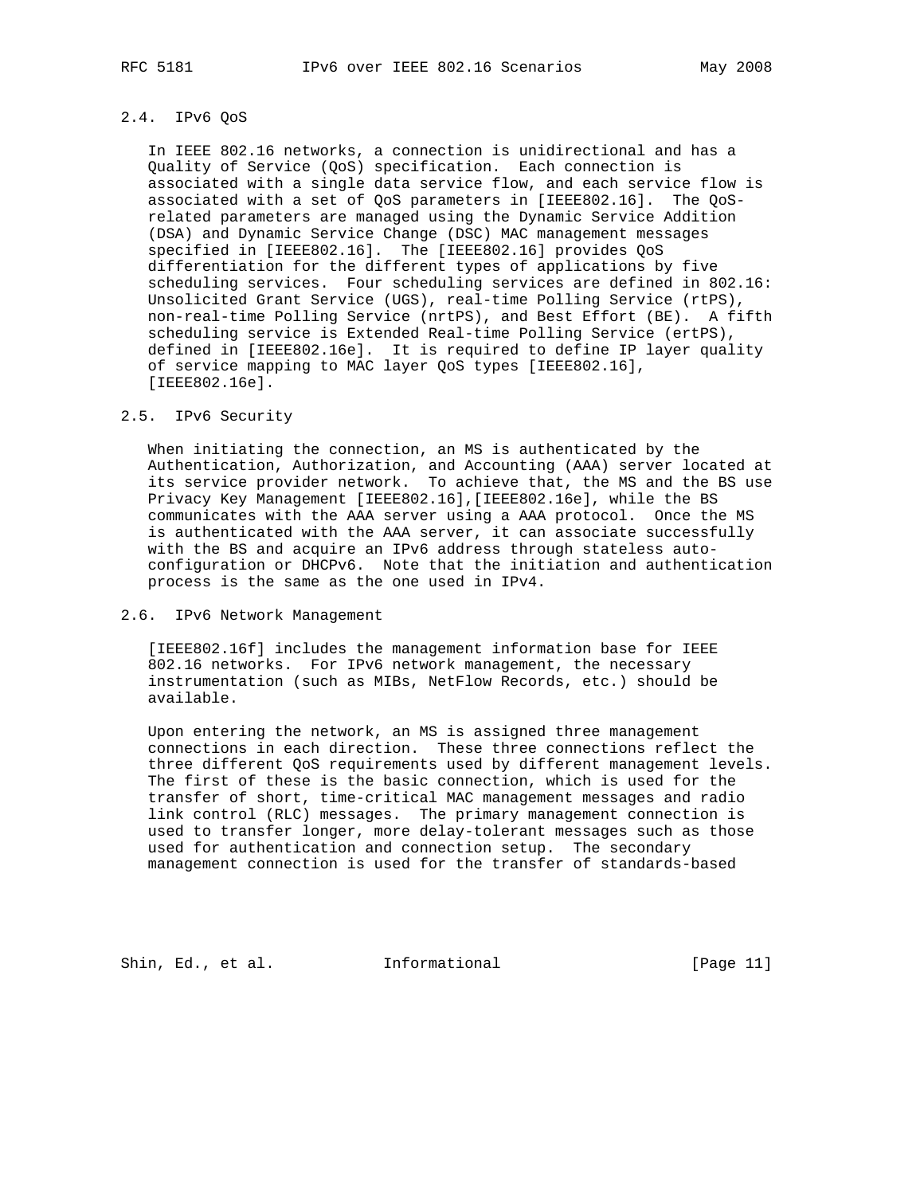### 2.4. IPv6 QoS

In IEEE 802.16 networks, a connection is unidirectional and has a Quality of Service (QoS) specification. Each connection is associated with a single data service flow, and each service flow is associated with a set of QoS parameters in [IEEE802.16]. The QoS-related parameters are managed using the Dynamic Service Addition (DSA) and Dynamic Service Change (DSC) MAC management messages specified in [IEEE802.16]. The [IEEE802.16] provides QoS differentiation for the different types of applications by five scheduling services. Four scheduling services are defined in 802.16: Unsolicited Grant Service (UGS), real-time Polling Service (rtPS), non-real-time Polling Service (nrtPS), and Best Effort (BE). A fifth scheduling service is Extended Real-time Polling Service (ertPS), defined in [IEEE802.16e]. It is required to define IP layer quality of service mapping to MAC layer QoS types [IEEE802.16], [IEEE802.16e].

### 2.5. IPv6 Security

When initiating the connection, an MS is authenticated by the Authentication, Authorization, and Accounting (AAA) server located at its service provider network. To achieve that, the MS and the BS use Privacy Key Management [IEEE802.16],[IEEE802.16e], while the BS communicates with the AAA server using a AAA protocol. Once the MS is authenticated with the AAA server, it can associate successfully with the BS and acquire an IPv6 address through stateless auto-configuration or DHCPv6. Note that the initiation and authentication process is the same as the one used in IPv4.

### 2.6. IPv6 Network Management

[IEEE802.16f] includes the management information base for IEEE 802.16 networks. For IPv6 network management, the necessary instrumentation (such as MIBs, NetFlow Records, etc.) should be available.

Upon entering the network, an MS is assigned three management connections in each direction. These three connections reflect the three different QoS requirements used by different management levels. The first of these is the basic connection, which is used for the transfer of short, time-critical MAC management messages and radio link control (RLC) messages. The primary management connection is used to transfer longer, more delay-tolerant messages such as those used for authentication and connection setup. The secondary management connection is used for the transfer of standards-based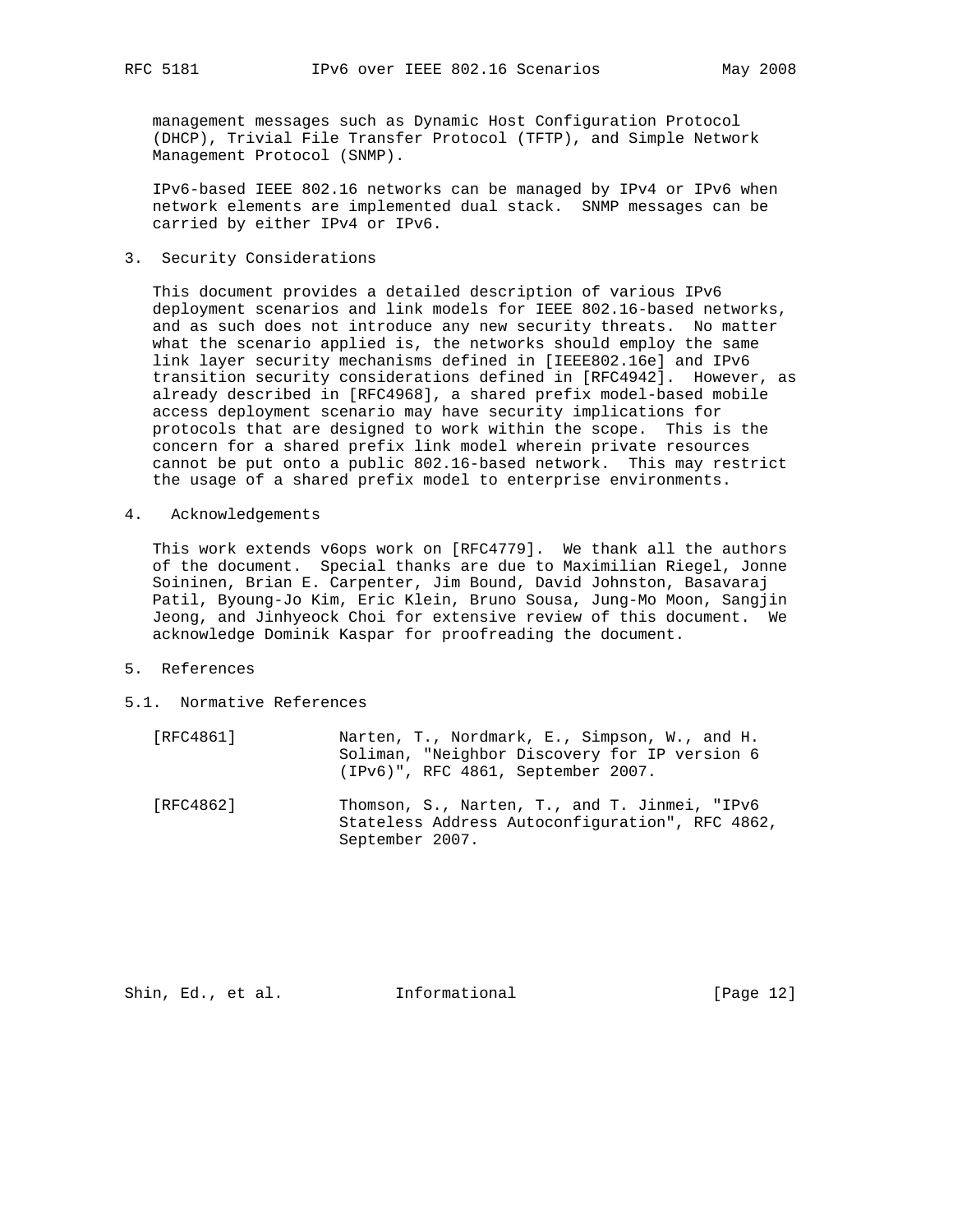management messages such as Dynamic Host Configuration Protocol (DHCP), Trivial File Transfer Protocol (TFTP), and Simple Network Management Protocol (SNMP).

IPv6-based IEEE 802.16 networks can be managed by IPv4 or IPv6 when network elements are implemented dual stack. SNMP messages can be carried by either IPv4 or IPv6.

## 3. Security Considerations

This document provides a detailed description of various IPv6 deployment scenarios and link models for IEEE 802.16-based networks, and as such does not introduce any new security threats. No matter what the scenario applied is, the networks should employ the same link layer security mechanisms defined in [IEEE802.16e] and IPv6 transition security considerations defined in [RFC4942]. However, as already described in [RFC4968], a shared prefix model-based mobile access deployment scenario may have security implications for protocols that are designed to work within the scope. This is the concern for a shared prefix link model wherein private resources cannot be put onto a public 802.16-based network. This may restrict the usage of a shared prefix model to enterprise environments.

## 4. Acknowledgements

This work extends v6ops work on [RFC4779]. We thank all the authors of the document. Special thanks are due to Maximilian Riegel, Jonne Soininen, Brian E. Carpenter, Jim Bound, David Johnston, Basavaraj Patil, Byoung-Jo Kim, Eric Klein, Bruno Sousa, Jung-Mo Moon, Sangjin Jeong, and Jinhyeock Choi for extensive review of this document. We acknowledge Dominik Kaspar for proofreading the document.

## 5. References

### 5.1. Normative References

[RFC4861] Narten, T., Nordmark, E., Simpson, W., and H. Soliman, "Neighbor Discovery for IP version 6 (IPv6)", RFC 4861, September 2007.

[RFC4862] Thomson, S., Narten, T., and T. Jinmei, "IPv6 Stateless Address Autoconfiguration", RFC 4862, September 2007.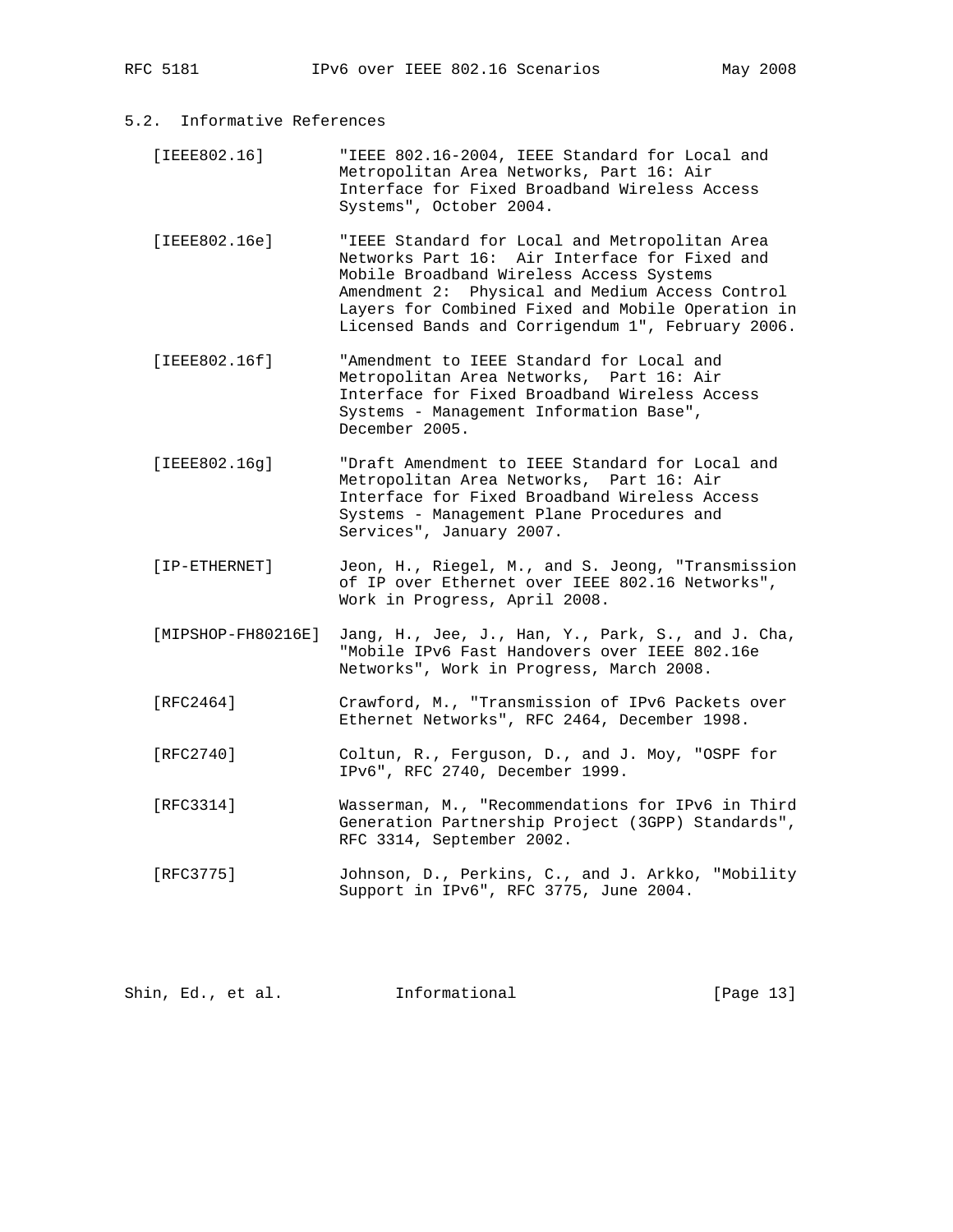## 5.2. Informative References

[IEEE802.16] "IEEE 802.16-2004, IEEE Standard for Local and Metropolitan Area Networks, Part 16: Air Interface for Fixed Broadband Wireless Access Systems", October 2004.

[IEEE802.16e] "IEEE Standard for Local and Metropolitan Area Networks Part 16: Air Interface for Fixed and Mobile Broadband Wireless Access Systems Amendment 2: Physical and Medium Access Control Layers for Combined Fixed and Mobile Operation in Licensed Bands and Corrigendum 1", February 2006.

[IEEE802.16f] "Amendment to IEEE Standard for Local and Metropolitan Area Networks, Part 16: Air Interface for Fixed Broadband Wireless Access Systems - Management Information Base", December 2005.

[IEEE802.16g] "Draft Amendment to IEEE Standard for Local and Metropolitan Area Networks, Part 16: Air Interface for Fixed Broadband Wireless Access Systems - Management Plane Procedures and Services", January 2007.

[IP-ETHERNET] Jeon, H., Riegel, M., and S. Jeong, "Transmission of IP over Ethernet over IEEE 802.16 Networks", Work in Progress, April 2008.

[MIPSHOP-FH80216E] Jang, H., Jee, J., Han, Y., Park, S., and J. Cha, "Mobile IPv6 Fast Handovers over IEEE 802.16e Networks", Work in Progress, March 2008.

[RFC2464] Crawford, M., "Transmission of IPv6 Packets over Ethernet Networks", RFC 2464, December 1998.

[RFC2740] Coltun, R., Ferguson, D., and J. Moy, "OSPF for IPv6", RFC 2740, December 1999.

[RFC3314] Wasserman, M., "Recommendations for IPv6 in Third Generation Partnership Project (3GPP) Standards", RFC 3314, September 2002.

[RFC3775] Johnson, D., Perkins, C., and J. Arkko, "Mobility Support in IPv6", RFC 3775, June 2004.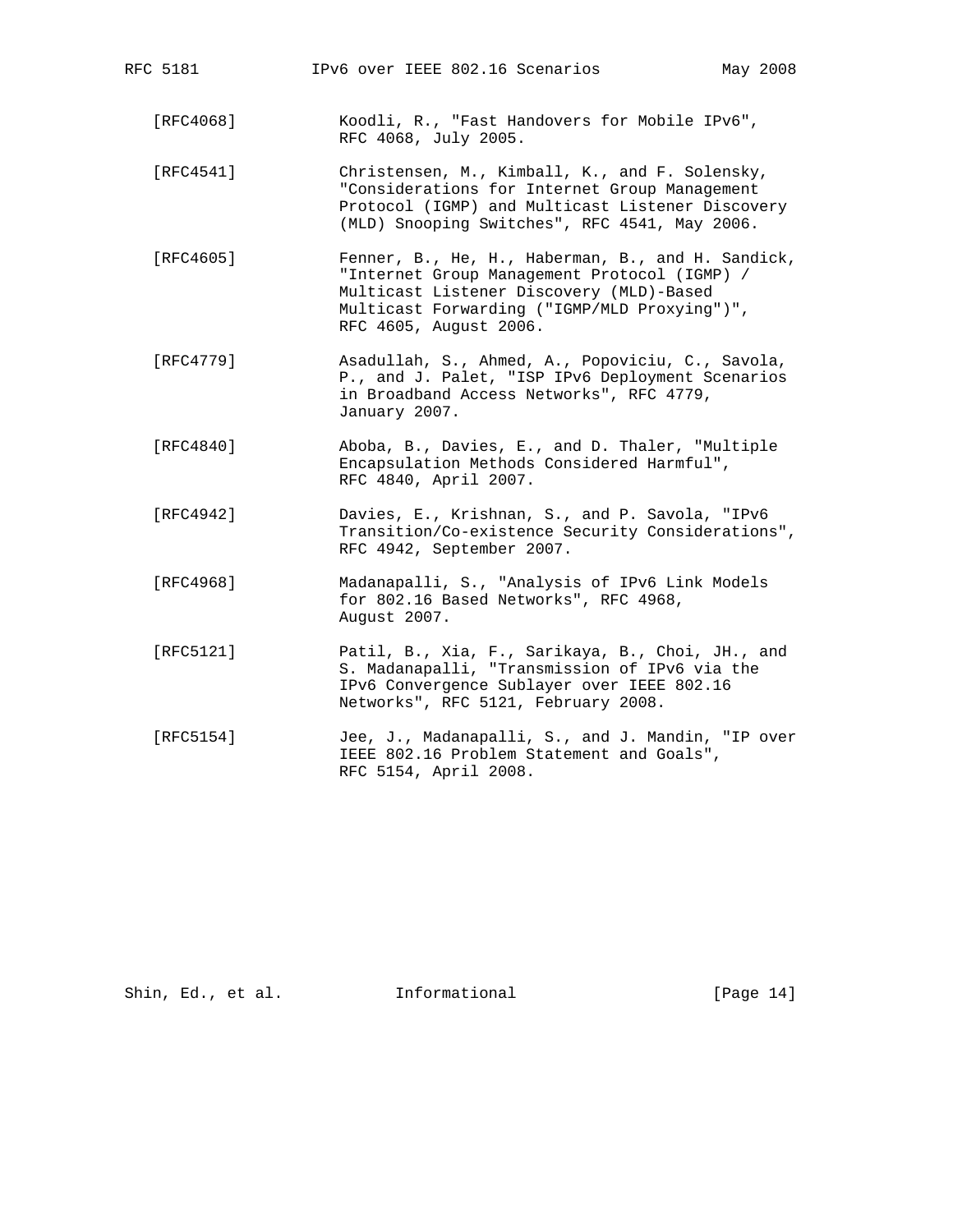[RFC4068] Koodli, R., "Fast Handovers for Mobile IPv6", RFC 4068, July 2005.

[RFC4541] Christensen, M., Kimball, K., and F. Solensky, "Considerations for Internet Group Management Protocol (IGMP) and Multicast Listener Discovery (MLD) Snooping Switches", RFC 4541, May 2006.

[RFC4605] Fenner, B., He, H., Haberman, B., and H. Sandick, "Internet Group Management Protocol (IGMP) / Multicast Listener Discovery (MLD)-Based Multicast Forwarding ("IGMP/MLD Proxying")", RFC 4605, August 2006.

[RFC4779] Asadullah, S., Ahmed, A., Popoviciu, C., Savola, P., and J. Palet, "ISP IPv6 Deployment Scenarios in Broadband Access Networks", RFC 4779, January 2007.

[RFC4840] Aboba, B., Davies, E., and D. Thaler, "Multiple Encapsulation Methods Considered Harmful", RFC 4840, April 2007.

[RFC4942] Davies, E., Krishnan, S., and P. Savola, "IPv6 Transition/Co-existence Security Considerations", RFC 4942, September 2007.

[RFC4968] Madanapalli, S., "Analysis of IPv6 Link Models for 802.16 Based Networks", RFC 4968, August 2007.

[RFC5121] Patil, B., Xia, F., Sarikaya, B., Choi, JH., and S. Madanapalli, "Transmission of IPv6 via the IPv6 Convergence Sublayer over IEEE 802.16 Networks", RFC 5121, February 2008.

[RFC5154] Jee, J., Madanapalli, S., and J. Mandin, "IP over IEEE 802.16 Problem Statement and Goals", RFC 5154, April 2008.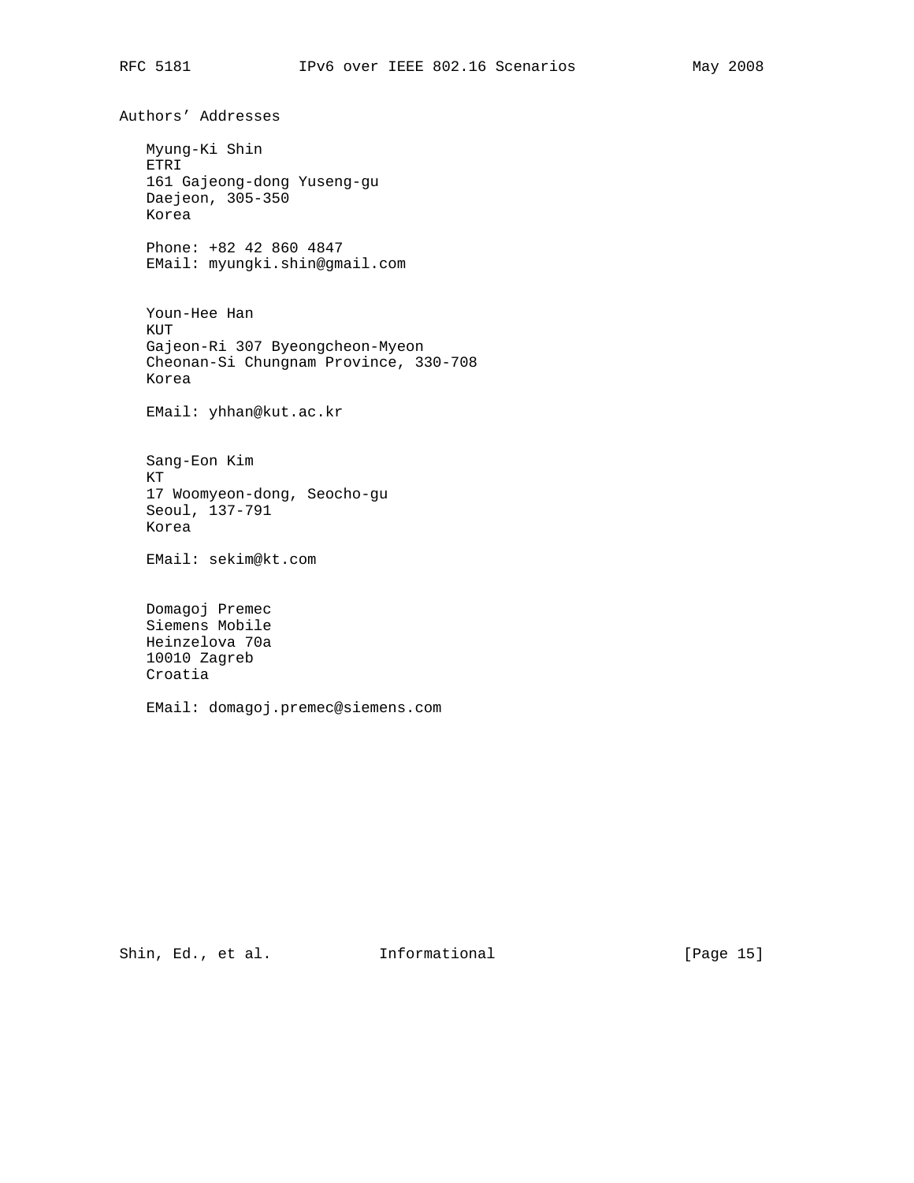## Authors' Addresses

Myung-Ki Shin
ETRI
161 Gajeong-dong Yuseng-gu
Daejeon, 305-350
Korea

Phone: +82 42 860 4847
EMail: myungki.shin@gmail.com

Youn-Hee Han
KUT
Gajeon-Ri 307 Byeongcheon-Myeon
Cheonan-Si Chungnam Province, 330-708
Korea

EMail: yhhan@kut.ac.kr

Sang-Eon Kim
KT
17 Woomyeon-dong, Seocho-gu
Seoul, 137-791
Korea

EMail: sekim@kt.com

Domagoj Premec
Siemens Mobile
Heinzelova 70a
10010 Zagreb
Croatia

EMail: domagoj.premec@siemens.com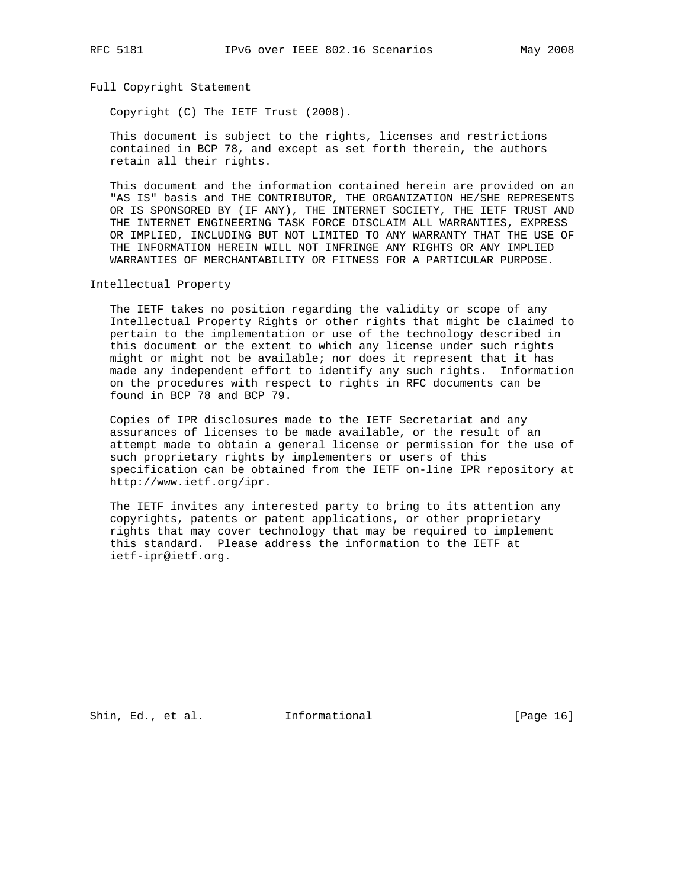## Full Copyright Statement

Copyright (C) The IETF Trust (2008).

This document is subject to the rights, licenses and restrictions contained in BCP 78, and except as set forth therein, the authors retain all their rights.

This document and the information contained herein are provided on an "AS IS" basis and THE CONTRIBUTOR, THE ORGANIZATION HE/SHE REPRESENTS OR IS SPONSORED BY (IF ANY), THE INTERNET SOCIETY, THE IETF TRUST AND THE INTERNET ENGINEERING TASK FORCE DISCLAIM ALL WARRANTIES, EXPRESS OR IMPLIED, INCLUDING BUT NOT LIMITED TO ANY WARRANTY THAT THE USE OF THE INFORMATION HEREIN WILL NOT INFRINGE ANY RIGHTS OR ANY IMPLIED WARRANTIES OF MERCHANTABILITY OR FITNESS FOR A PARTICULAR PURPOSE.

## Intellectual Property

The IETF takes no position regarding the validity or scope of any Intellectual Property Rights or other rights that might be claimed to pertain to the implementation or use of the technology described in this document or the extent to which any license under such rights might or might not be available; nor does it represent that it has made any independent effort to identify any such rights. Information on the procedures with respect to rights in RFC documents can be found in BCP 78 and BCP 79.

Copies of IPR disclosures made to the IETF Secretariat and any assurances of licenses to be made available, or the result of an attempt made to obtain a general license or permission for the use of such proprietary rights by implementers or users of this specification can be obtained from the IETF on-line IPR repository at http://www.ietf.org/ipr.

The IETF invites any interested party to bring to its attention any copyrights, patents or patent applications, or other proprietary rights that may cover technology that may be required to implement this standard. Please address the information to the IETF at ietf-ipr@ietf.org.